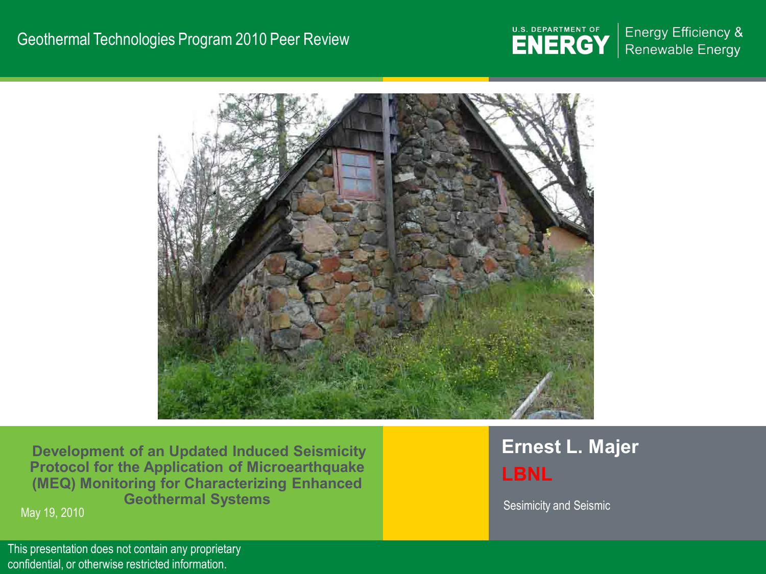Geothermal Technologies Program 2010 Peer Review

U.S. DEPARTMENT OF ENERGY | Energy Efficiency & Renewable Energy

# Development of an Updated Induced Seismicity Protocol for the Application of Microearthquake (MEQ) Monitoring for Characterizing Enhanced Geothermal Systems

May 19, 2010

**Ernest L. Majer**

**LBNL**

Sesimicity and Seismic

This presentation does not contain any proprietary confidential, or otherwise restricted information.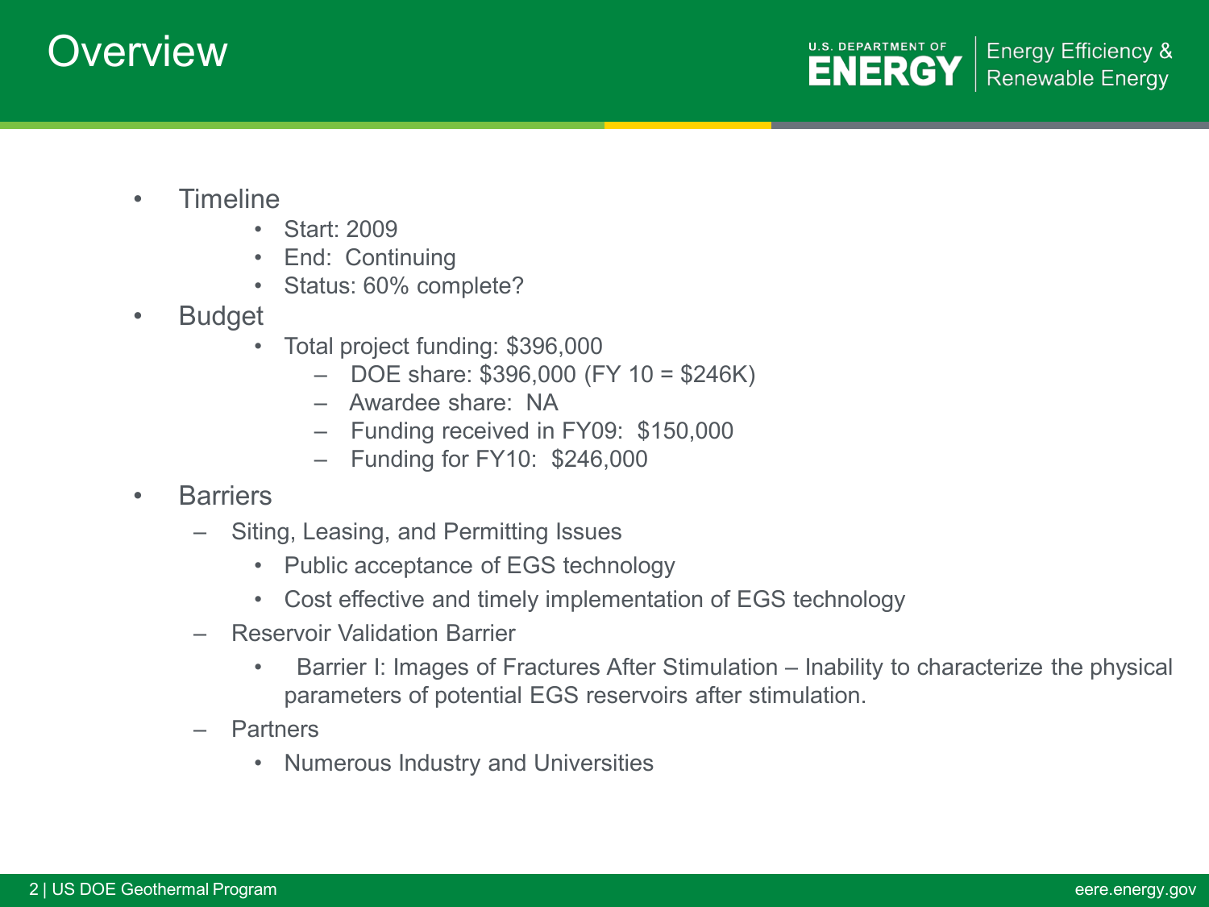# Overview

- Timeline
  - Start: 2009
  - End: Continuing
  - Status: 60% complete?
- Budget
  - Total project funding: $396,000
    - DOE share: $396,000 (FY 10 = $246K)
    - Awardee share: NA
    - Funding received in FY09: $150,000
    - Funding for FY10: $246,000
- Barriers
  - Siting, Leasing, and Permitting Issues
    - Public acceptance of EGS technology
    - Cost effective and timely implementation of EGS technology
  - Reservoir Validation Barrier
    - Barrier I: Images of Fractures After Stimulation – Inability to characterize the physical parameters of potential EGS reservoirs after stimulation.
  - Partners
    - Numerous Industry and Universities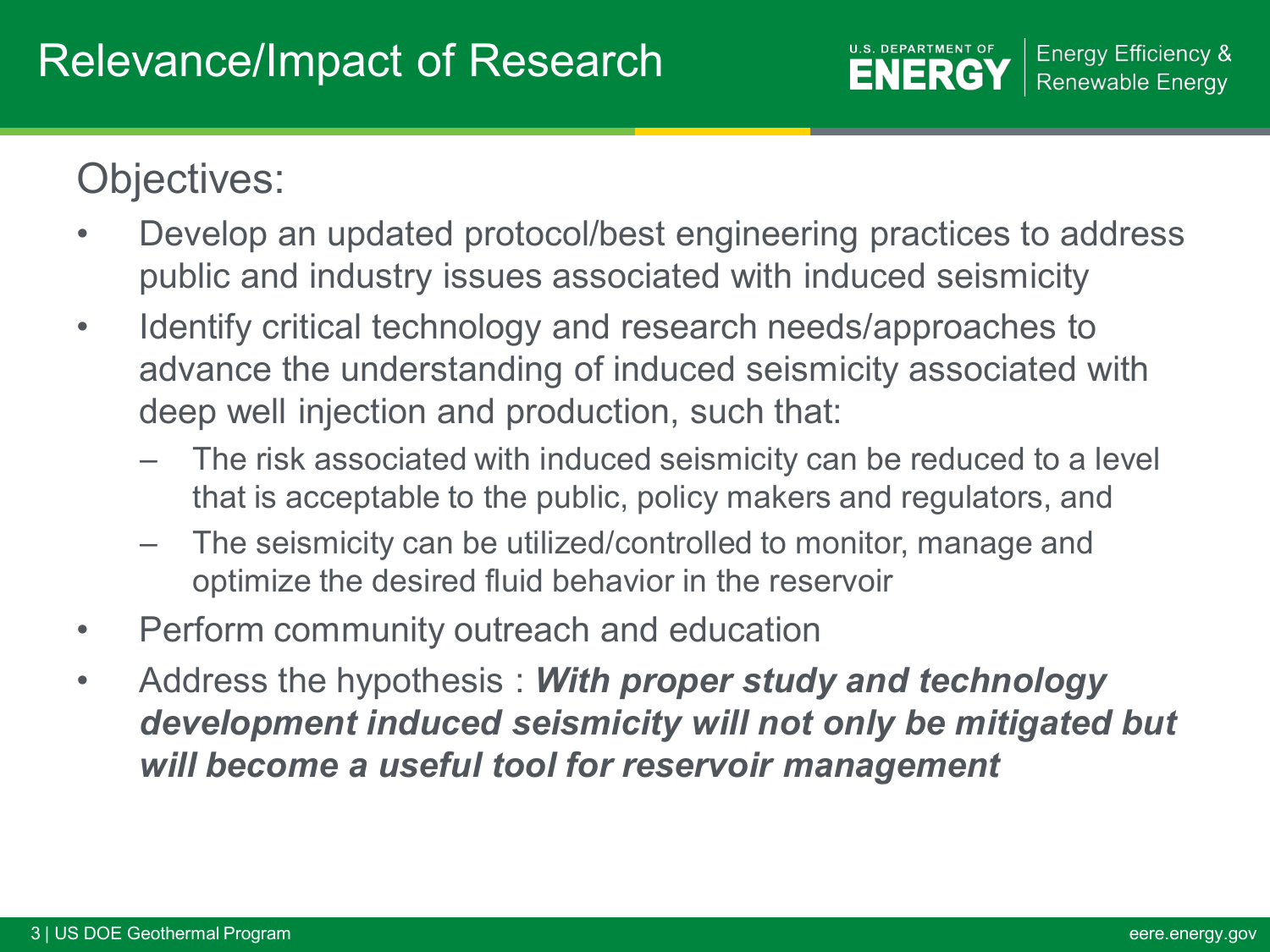# Relevance/Impact of Research

## Objectives:

- Develop an updated protocol/best engineering practices to address public and industry issues associated with induced seismicity
- Identify critical technology and research needs/approaches to advance the understanding of induced seismicity associated with deep well injection and production, such that:
  - The risk associated with induced seismicity can be reduced to a level that is acceptable to the public, policy makers and regulators, and
  - The seismicity can be utilized/controlled to monitor, manage and optimize the desired fluid behavior in the reservoir
- Perform community outreach and education
- Address the hypothesis : ***With proper study and technology development induced seismicity will not only be mitigated but will become a useful tool for reservoir management***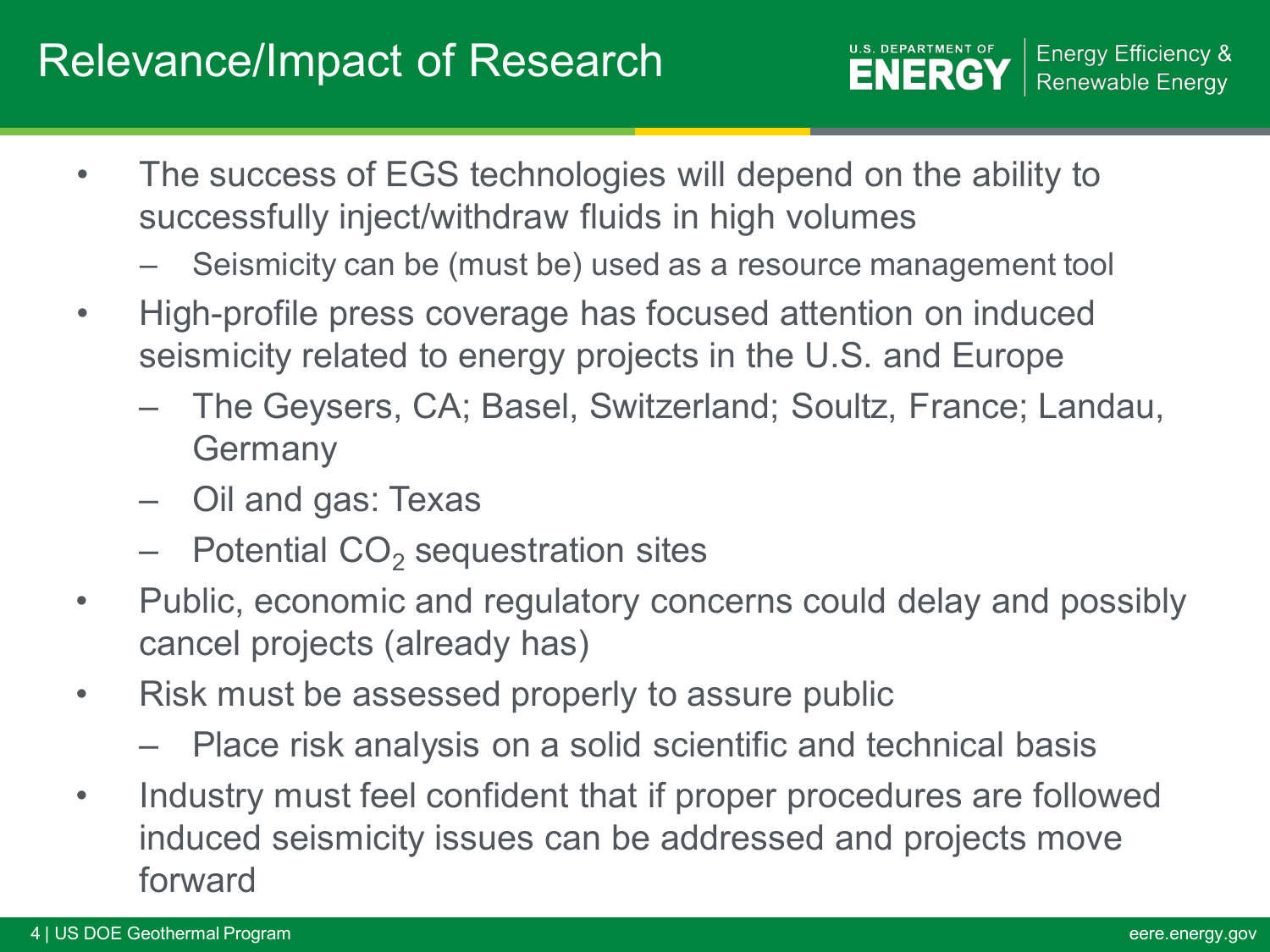# Relevance/Impact of Research

- The success of EGS technologies will depend on the ability to successfully inject/withdraw fluids in high volumes
  - Seismicity can be (must be) used as a resource management tool
- High-profile press coverage has focused attention on induced seismicity related to energy projects in the U.S. and Europe
  - The Geysers, CA; Basel, Switzerland; Soultz, France; Landau, Germany
  - Oil and gas: Texas
  - Potential $CO_2$ sequestration sites
- Public, economic and regulatory concerns could delay and possibly cancel projects (already has)
- Risk must be assessed properly to assure public
  - Place risk analysis on a solid scientific and technical basis
- Industry must feel confident that if proper procedures are followed induced seismicity issues can be addressed and projects move forward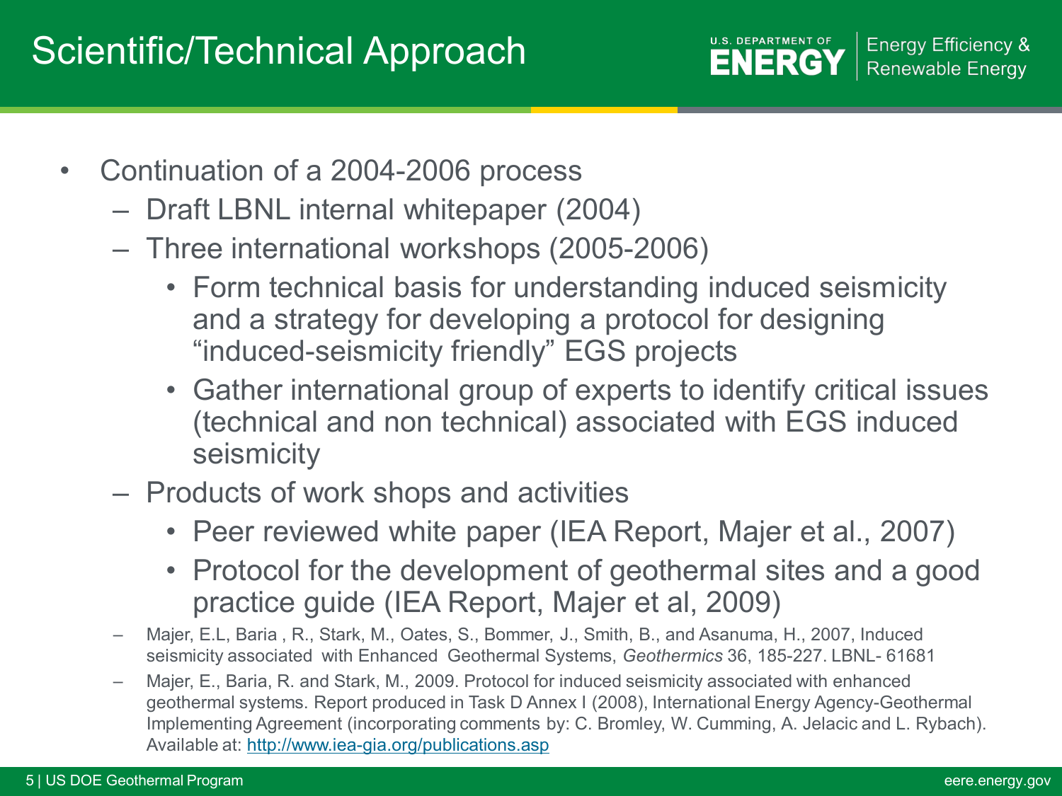# Scientific/Technical Approach

- Continuation of a 2004-2006 process
  - Draft LBNL internal whitepaper (2004)
  - Three international workshops (2005-2006)
    - Form technical basis for understanding induced seismicity and a strategy for developing a protocol for designing “induced-seismicity friendly” EGS projects
    - Gather international group of experts to identify critical issues (technical and non technical) associated with EGS induced seismicity
  - Products of work shops and activities
    - Peer reviewed white paper (IEA Report, Majer et al., 2007)
    - Protocol for the development of geothermal sites and a good practice guide (IEA Report, Majer et al, 2009)
  - Majer, E.L, Baria , R., Stark, M., Oates, S., Bommer, J., Smith, B., and Asanuma, H., 2007, Induced seismicity associated with Enhanced Geothermal Systems, *Geothermics* 36, 185-227. LBNL- 61681
  - Majer, E., Baria, R. and Stark, M., 2009. Protocol for induced seismicity associated with enhanced geothermal systems. Report produced in Task D Annex I (2008), International Energy Agency-Geothermal Implementing Agreement (incorporating comments by: C. Bromley, W. Cumming, A. Jelacic and L. Rybach). Available at: http://www.iea-gia.org/publications.asp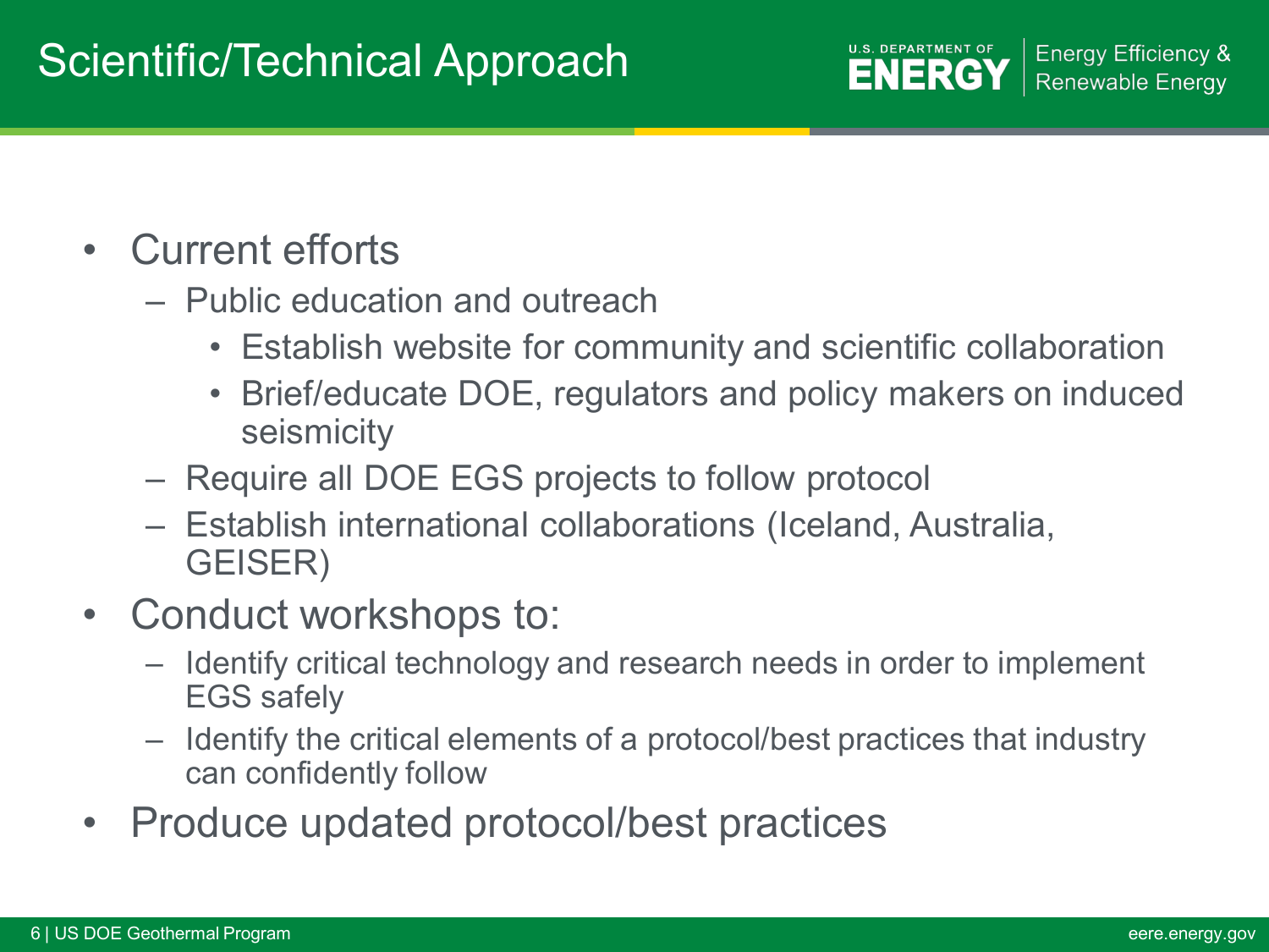# Scientific/Technical Approach

- Current efforts
  - Public education and outreach
    - Establish website for community and scientific collaboration
    - Brief/educate DOE, regulators and policy makers on induced seismicity
  - Require all DOE EGS projects to follow protocol
  - Establish international collaborations (Iceland, Australia, GEISER)
- Conduct workshops to:
  - Identify critical technology and research needs in order to implement EGS safely
  - Identify the critical elements of a protocol/best practices that industry can confidently follow
- Produce updated protocol/best practices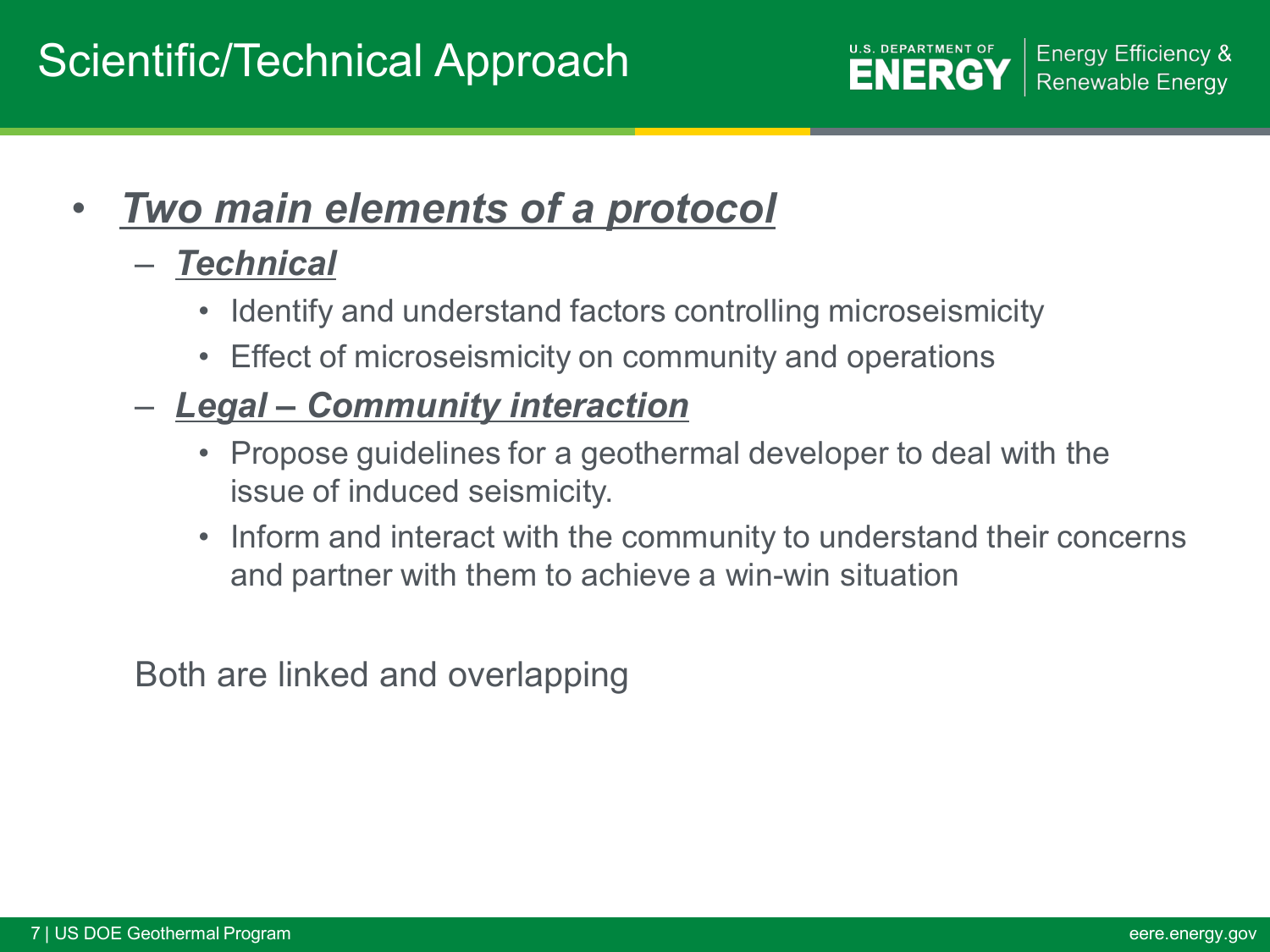# Scientific/Technical Approach

- ***Two main elements of a protocol***
  - ***Technical***
    - Identify and understand factors controlling microseismicity
    - Effect of microseismicity on community and operations
  - ***Legal – Community interaction***
    - Propose guidelines for a geothermal developer to deal with the issue of induced seismicity.
    - Inform and interact with the community to understand their concerns and partner with them to achieve a win-win situation

Both are linked and overlapping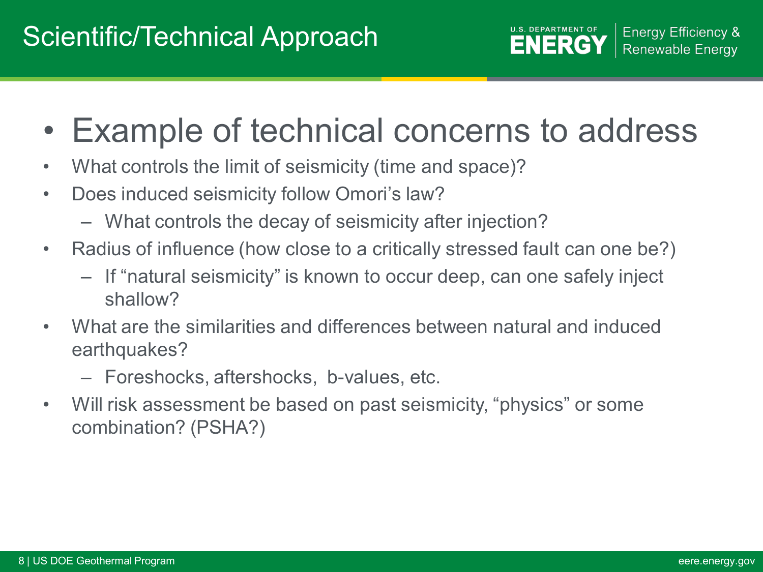# Scientific/Technical Approach

## Example of technical concerns to address

- What controls the limit of seismicity (time and space)?
- Does induced seismicity follow Omori's law?
  - What controls the decay of seismicity after injection?
- Radius of influence (how close to a critically stressed fault can one be?)
  - If "natural seismicity" is known to occur deep, can one safely inject shallow?
- What are the similarities and differences between natural and induced earthquakes?
  - Foreshocks, aftershocks, b-values, etc.
- Will risk assessment be based on past seismicity, "physics" or some combination? (PSHA?)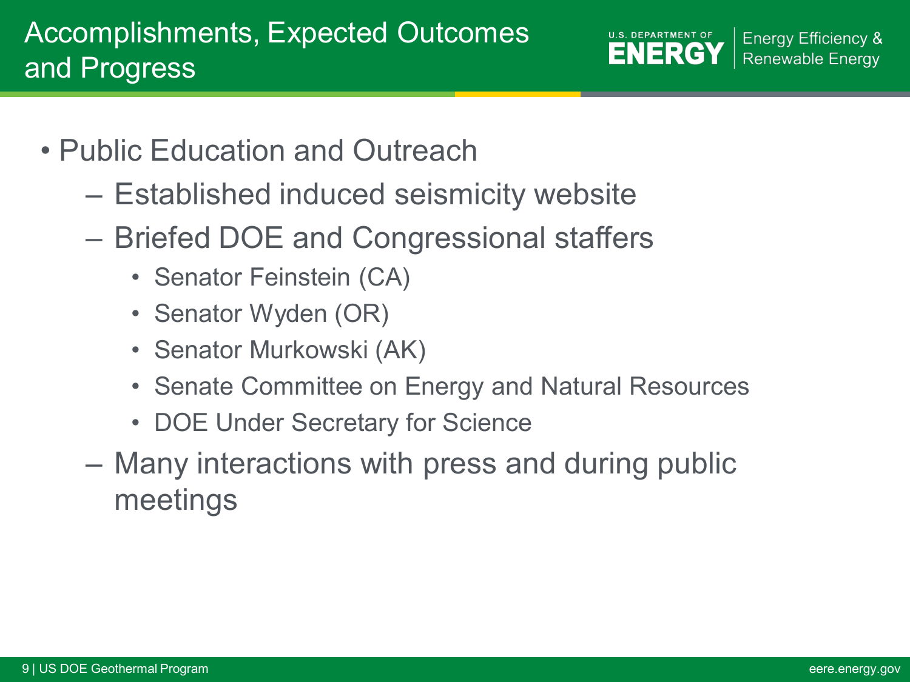# Accomplishments, Expected Outcomes and Progress

- Public Education and Outreach
  - Established induced seismicity website
  - Briefed DOE and Congressional staffers
    - Senator Feinstein (CA)
    - Senator Wyden (OR)
    - Senator Murkowski (AK)
    - Senate Committee on Energy and Natural Resources
    - DOE Under Secretary for Science
  - Many interactions with press and during public meetings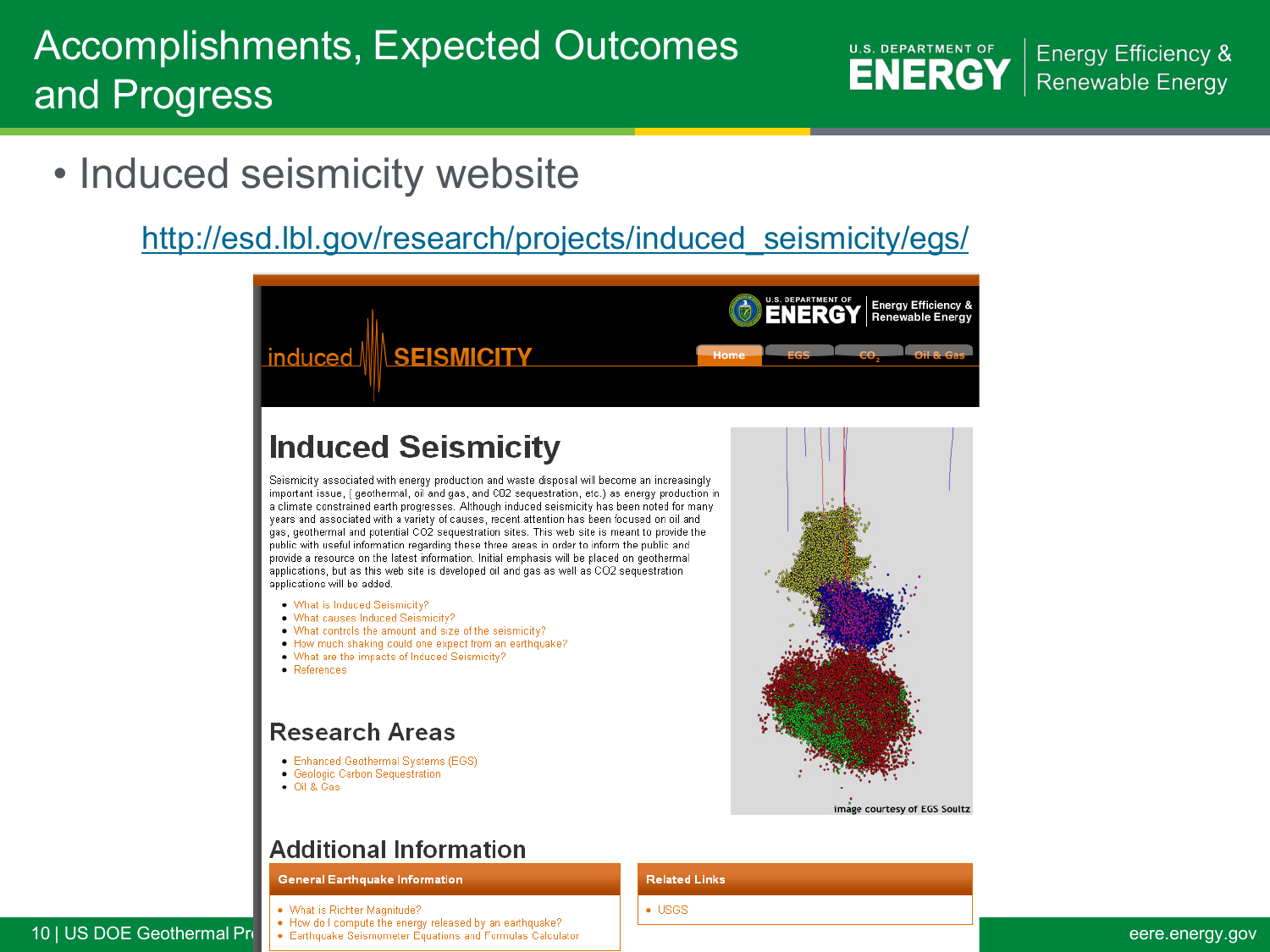# Accomplishments, Expected Outcomes and Progress

- Induced seismicity website

http://esd.lbl.gov/research/projects/induced_seismicity/egs/

induced SEISMICITY

Home | EGS | $CO_2$ | Oil & Gas

## Induced Seismicity

Seismicity associated with energy production and waste disposal will become an increasingly important issue, ( geothermal, oil and gas, and CO2 sequestration, etc.) as energy production in a climate constrained earth progresses. Although induced seismicity has been noted for many years and associated with a variety of causes, recent attention has been focused on oil and gas, geothermal and potential CO2 sequestration sites. This web site is meant to provide the public with useful information regarding these three areas in order to inform the public and provide a resource on the latest information. Initial emphasis will be placed on geothermal applications, but as this web site is developed oil and gas as well as CO2 sequestration applications will be added.

- What is Induced Seismicity?
- What causes Induced Seismicity?
- What controls the amount and size of the seismicity?
- How much shaking could one expect from an earthquake?
- What are the impacts of Induced Seismicity?
- References

image courtesy of EGS Soultz

## Research Areas

- Enhanced Geothermal Systems (EGS)
- Geologic Carbon Sequestration
- Oil & Gas

## Additional Information

**General Earthquake Information**

- What is Richter Magnitude?
- How do I compute the energy released by an earthquake?
- Earthquake Seismometer Equations and Formulas Calculator

**Related Links**

- USGS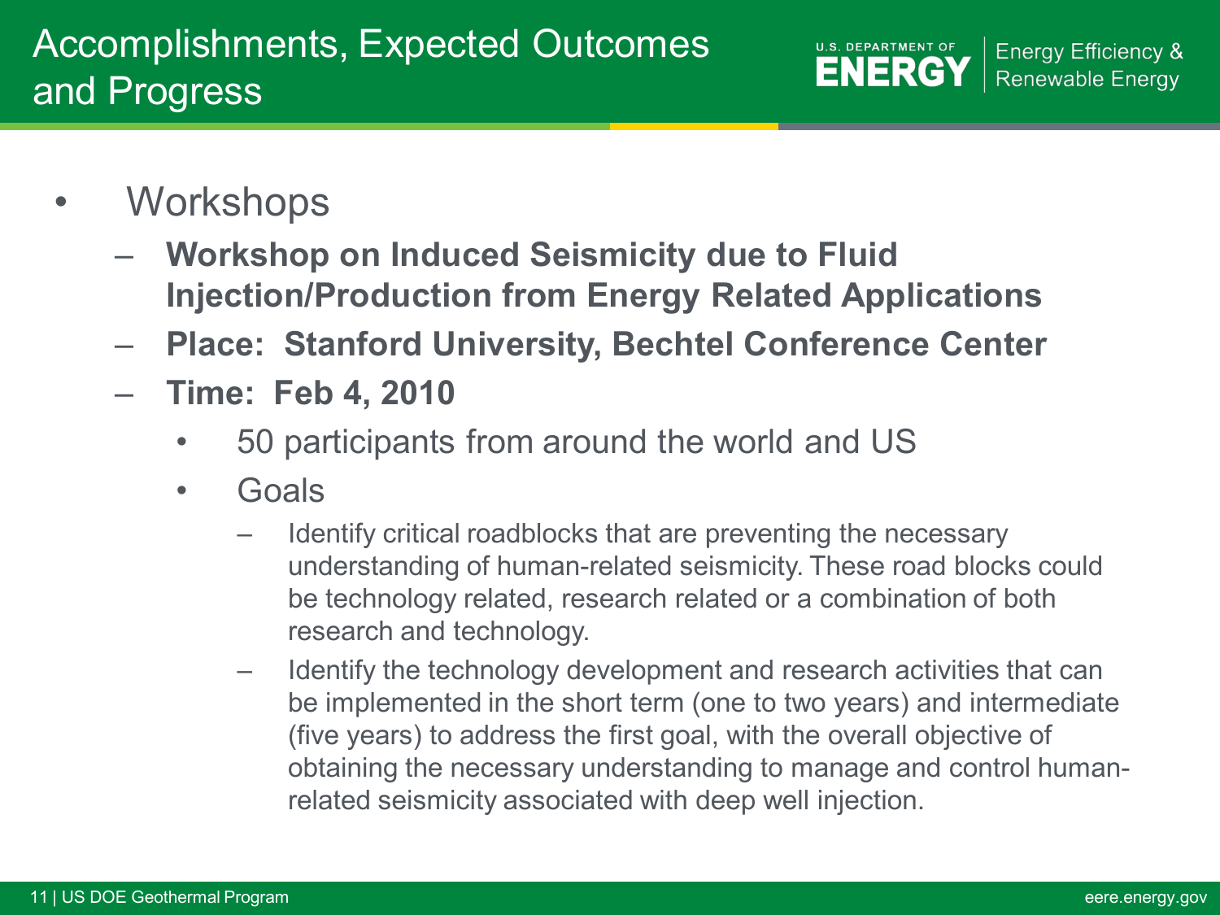# Accomplishments, Expected Outcomes and Progress

- Workshops
  - **Workshop on Induced Seismicity due to Fluid Injection/Production from Energy Related Applications**
  - **Place: Stanford University, Bechtel Conference Center**
  - **Time: Feb 4, 2010**
    - 50 participants from around the world and US
    - Goals
      - Identify critical roadblocks that are preventing the necessary understanding of human-related seismicity. These road blocks could be technology related, research related or a combination of both research and technology.
      - Identify the technology development and research activities that can be implemented in the short term (one to two years) and intermediate (five years) to address the first goal, with the overall objective of obtaining the necessary understanding to manage and control human-related seismicity associated with deep well injection.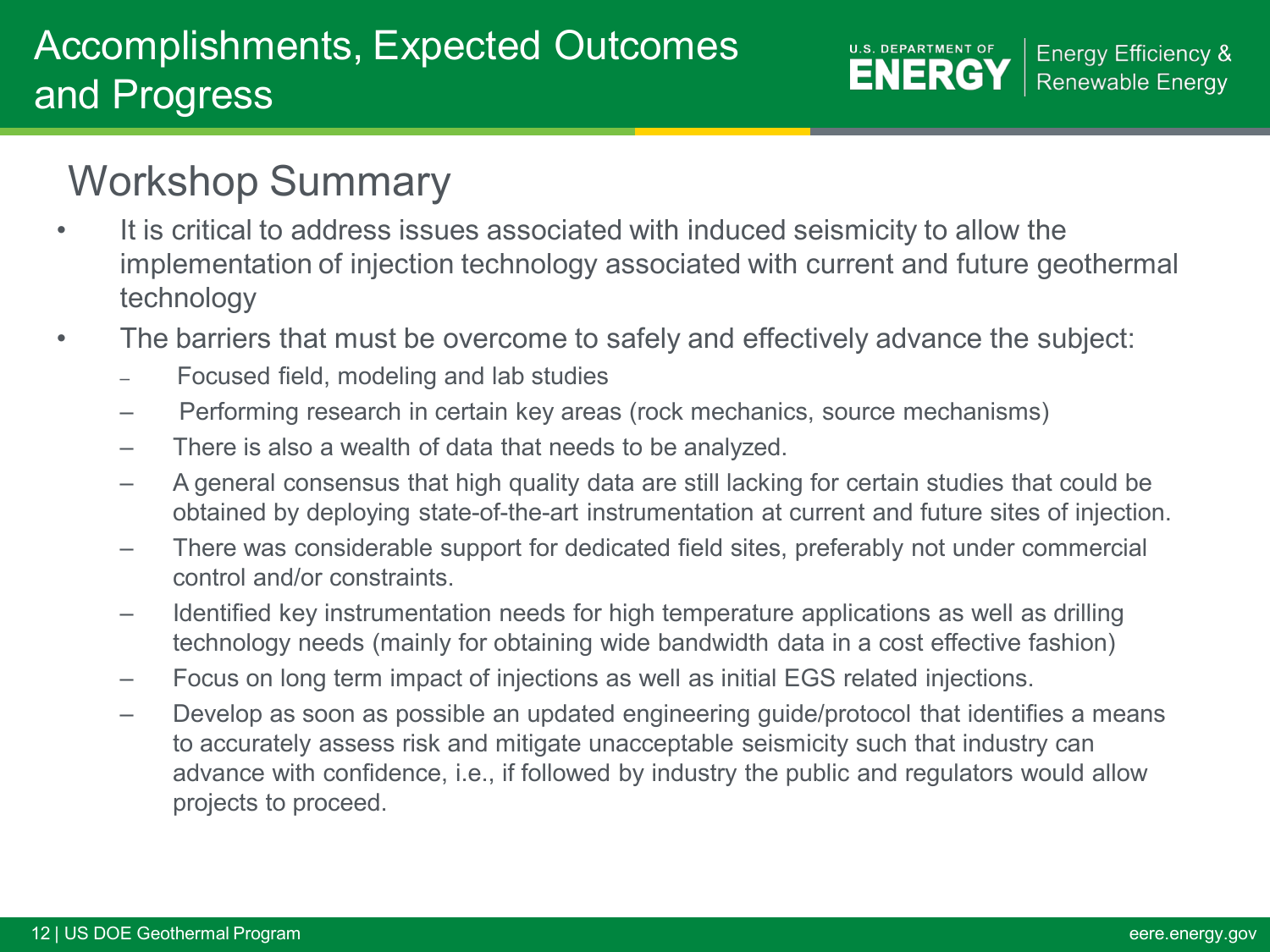# Accomplishments, Expected Outcomes and Progress

## Workshop Summary

- It is critical to address issues associated with induced seismicity to allow the implementation of injection technology associated with current and future geothermal technology
- The barriers that must be overcome to safely and effectively advance the subject:
  - Focused field, modeling and lab studies
  - Performing research in certain key areas (rock mechanics, source mechanisms)
  - There is also a wealth of data that needs to be analyzed.
  - A general consensus that high quality data are still lacking for certain studies that could be obtained by deploying state-of-the-art instrumentation at current and future sites of injection.
  - There was considerable support for dedicated field sites, preferably not under commercial control and/or constraints.
  - Identified key instrumentation needs for high temperature applications as well as drilling technology needs (mainly for obtaining wide bandwidth data in a cost effective fashion)
  - Focus on long term impact of injections as well as initial EGS related injections.
  - Develop as soon as possible an updated engineering guide/protocol that identifies a means to accurately assess risk and mitigate unacceptable seismicity such that industry can advance with confidence, i.e., if followed by industry the public and regulators would allow projects to proceed.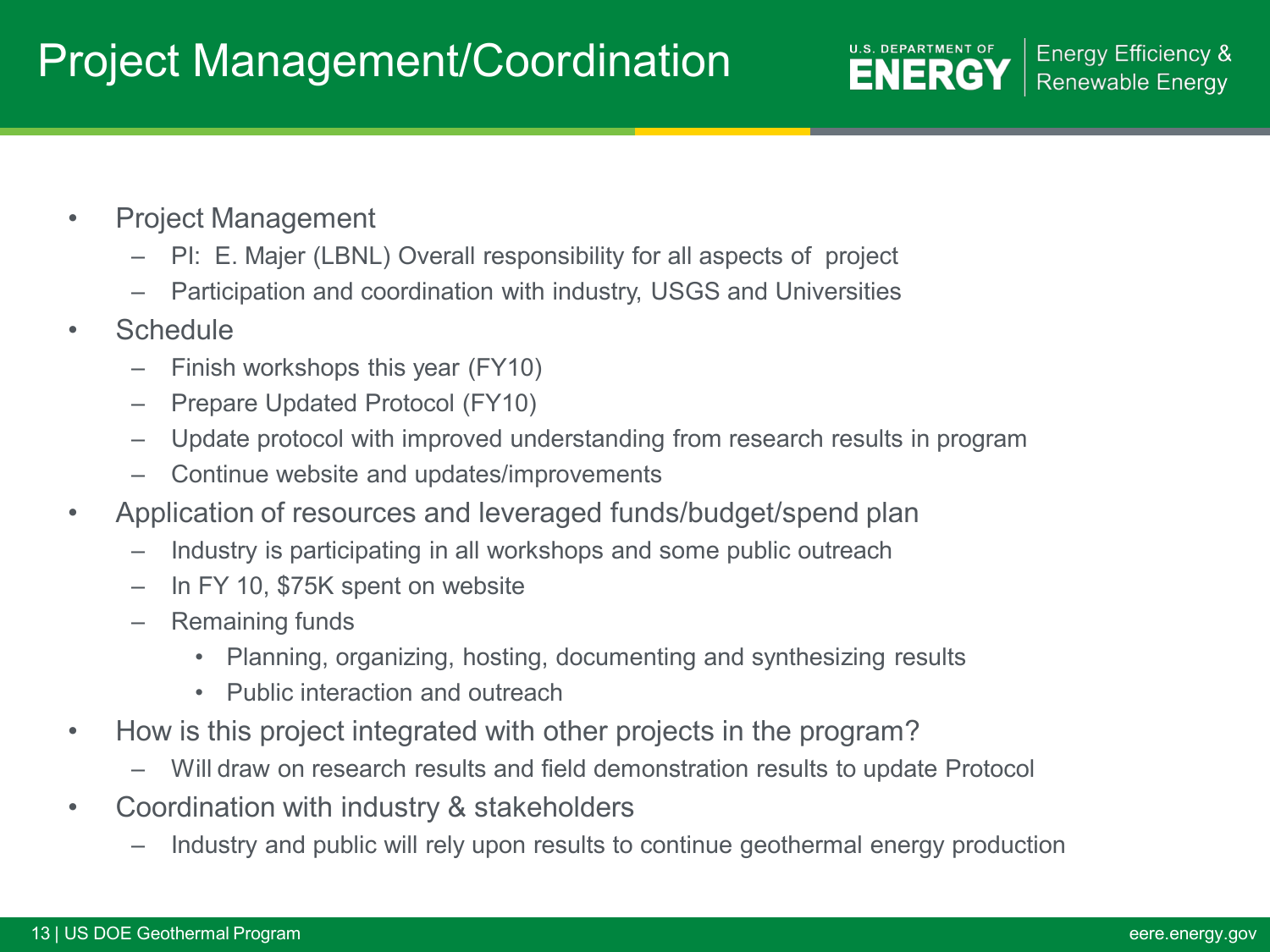# Project Management/Coordination

- Project Management
  - PI: E. Majer (LBNL) Overall responsibility for all aspects of project
  - Participation and coordination with industry, USGS and Universities
- Schedule
  - Finish workshops this year (FY10)
  - Prepare Updated Protocol (FY10)
  - Update protocol with improved understanding from research results in program
  - Continue website and updates/improvements
- Application of resources and leveraged funds/budget/spend plan
  - Industry is participating in all workshops and some public outreach
  - In FY 10, $75K spent on website
  - Remaining funds
    - Planning, organizing, hosting, documenting and synthesizing results
    - Public interaction and outreach
- How is this project integrated with other projects in the program?
  - Will draw on research results and field demonstration results to update Protocol
- Coordination with industry & stakeholders
  - Industry and public will rely upon results to continue geothermal energy production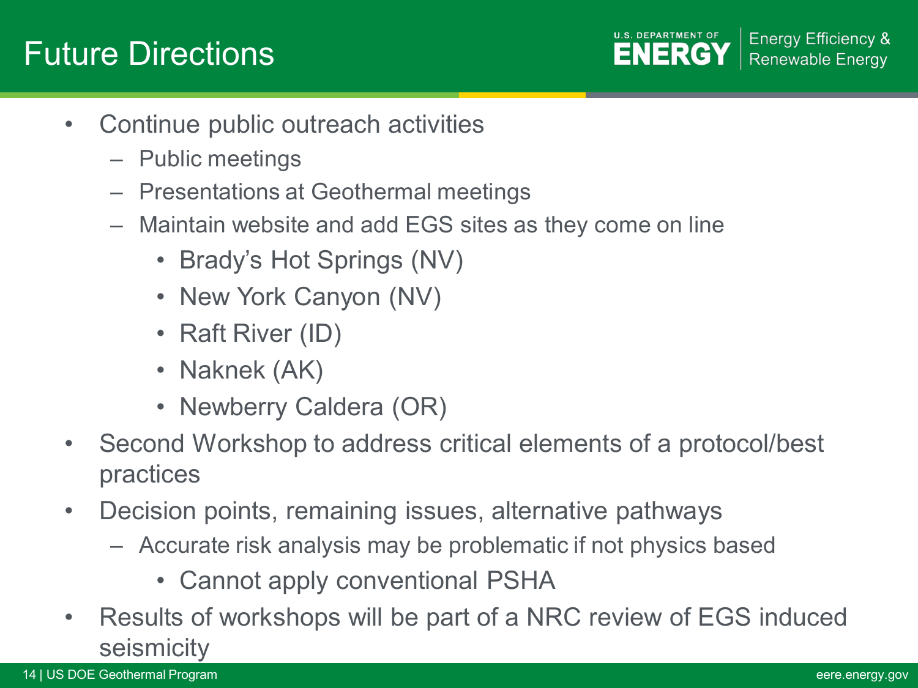# Future Directions

- Continue public outreach activities
  - Public meetings
  - Presentations at Geothermal meetings
  - Maintain website and add EGS sites as they come on line
    - Brady's Hot Springs (NV)
    - New York Canyon (NV)
    - Raft River (ID)
    - Naknek (AK)
    - Newberry Caldera (OR)
- Second Workshop to address critical elements of a protocol/best practices
- Decision points, remaining issues, alternative pathways
  - Accurate risk analysis may be problematic if not physics based
    - Cannot apply conventional PSHA
- Results of workshops will be part of a NRC review of EGS induced seismicity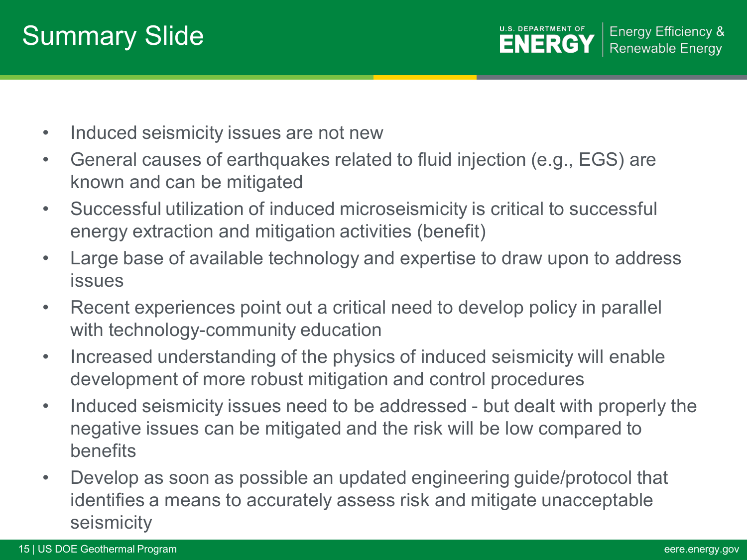# Summary Slide

- Induced seismicity issues are not new
- General causes of earthquakes related to fluid injection (e.g., EGS) are known and can be mitigated
- Successful utilization of induced microseismicity is critical to successful energy extraction and mitigation activities (benefit)
- Large base of available technology and expertise to draw upon to address issues
- Recent experiences point out a critical need to develop policy in parallel with technology-community education
- Increased understanding of the physics of induced seismicity will enable development of more robust mitigation and control procedures
- Induced seismicity issues need to be addressed - but dealt with properly the negative issues can be mitigated and the risk will be low compared to benefits
- Develop as soon as possible an updated engineering guide/protocol that identifies a means to accurately assess risk and mitigate unacceptable seismicity